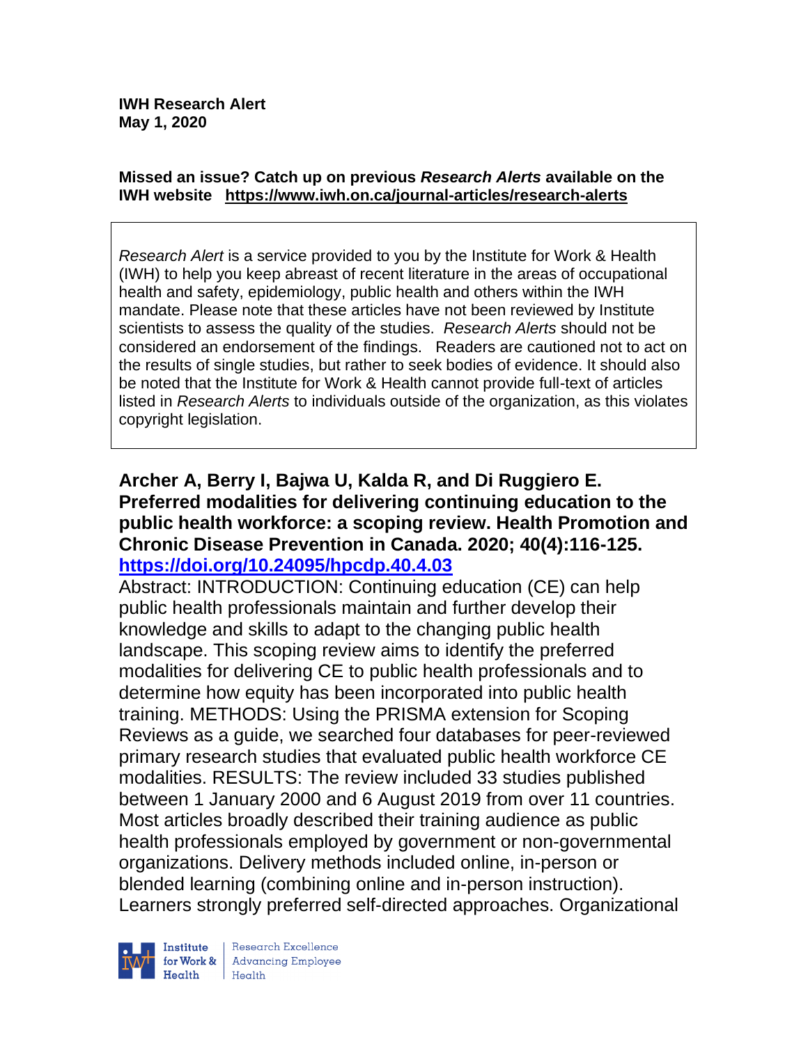**IWH Research Alert**
**May 1, 2020**

**Missed an issue? Catch up on previous *Research Alerts* available on the IWH website https://www.iwh.on.ca/journal-articles/research-alerts**

*Research Alert* is a service provided to you by the Institute for Work & Health (IWH) to help you keep abreast of recent literature in the areas of occupational health and safety, epidemiology, public health and others within the IWH mandate. Please note that these articles have not been reviewed by Institute scientists to assess the quality of the studies. *Research Alerts* should not be considered an endorsement of the findings. Readers are cautioned not to act on the results of single studies, but rather to seek bodies of evidence. It should also be noted that the Institute for Work & Health cannot provide full-text of articles listed in *Research Alerts* to individuals outside of the organization, as this violates copyright legislation.

**Archer A, Berry I, Bajwa U, Kalda R, and Di Ruggiero E. Preferred modalities for delivering continuing education to the public health workforce: a scoping review. Health Promotion and Chronic Disease Prevention in Canada. 2020; 40(4):116-125. https://doi.org/10.24095/hpcdp.40.4.03**

Abstract: INTRODUCTION: Continuing education (CE) can help public health professionals maintain and further develop their knowledge and skills to adapt to the changing public health landscape. This scoping review aims to identify the preferred modalities for delivering CE to public health professionals and to determine how equity has been incorporated into public health training. METHODS: Using the PRISMA extension for Scoping Reviews as a guide, we searched four databases for peer-reviewed primary research studies that evaluated public health workforce CE modalities. RESULTS: The review included 33 studies published between 1 January 2000 and 6 August 2019 from over 11 countries. Most articles broadly described their training audience as public health professionals employed by government or non-governmental organizations. Delivery methods included online, in-person or blended learning (combining online and in-person instruction). Learners strongly preferred self-directed approaches. Organizational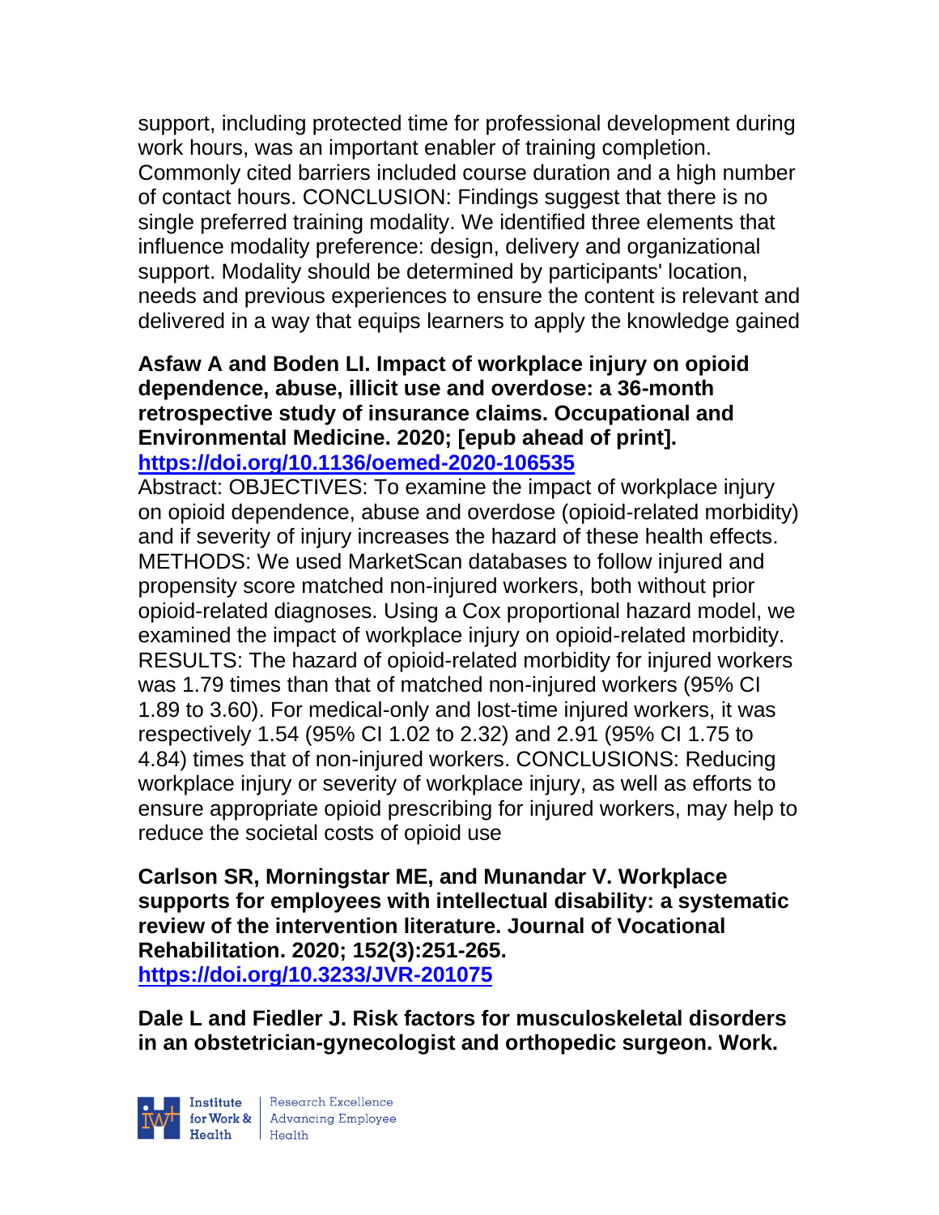support, including protected time for professional development during work hours, was an important enabler of training completion. Commonly cited barriers included course duration and a high number of contact hours. CONCLUSION: Findings suggest that there is no single preferred training modality. We identified three elements that influence modality preference: design, delivery and organizational support. Modality should be determined by participants' location, needs and previous experiences to ensure the content is relevant and delivered in a way that equips learners to apply the knowledge gained

**Asfaw A and Boden LI. Impact of workplace injury on opioid dependence, abuse, illicit use and overdose: a 36-month retrospective study of insurance claims. Occupational and Environmental Medicine. 2020; [epub ahead of print]. https://doi.org/10.1136/oemed-2020-106535**

Abstract: OBJECTIVES: To examine the impact of workplace injury on opioid dependence, abuse and overdose (opioid-related morbidity) and if severity of injury increases the hazard of these health effects. METHODS: We used MarketScan databases to follow injured and propensity score matched non-injured workers, both without prior opioid-related diagnoses. Using a Cox proportional hazard model, we examined the impact of workplace injury on opioid-related morbidity. RESULTS: The hazard of opioid-related morbidity for injured workers was 1.79 times than that of matched non-injured workers (95% CI 1.89 to 3.60). For medical-only and lost-time injured workers, it was respectively 1.54 (95% CI 1.02 to 2.32) and 2.91 (95% CI 1.75 to 4.84) times that of non-injured workers. CONCLUSIONS: Reducing workplace injury or severity of workplace injury, as well as efforts to ensure appropriate opioid prescribing for injured workers, may help to reduce the societal costs of opioid use

**Carlson SR, Morningstar ME, and Munandar V. Workplace supports for employees with intellectual disability: a systematic review of the intervention literature. Journal of Vocational Rehabilitation. 2020; 152(3):251-265. https://doi.org/10.3233/JVR-201075**

**Dale L and Fiedler J. Risk factors for musculoskeletal disorders in an obstetrician-gynecologist and orthopedic surgeon. Work.**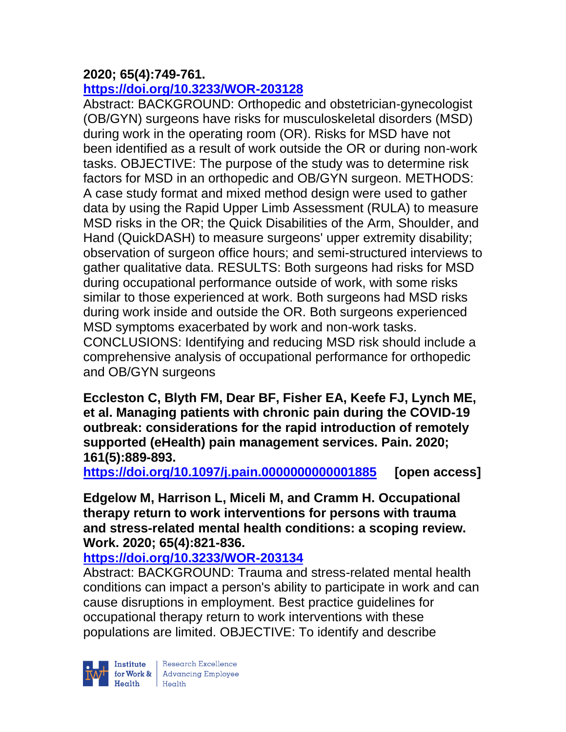**2020; 65(4):749-761.**
**https://doi.org/10.3233/WOR-203128**

Abstract: BACKGROUND: Orthopedic and obstetrician-gynecologist (OB/GYN) surgeons have risks for musculoskeletal disorders (MSD) during work in the operating room (OR). Risks for MSD have not been identified as a result of work outside the OR or during non-work tasks. OBJECTIVE: The purpose of the study was to determine risk factors for MSD in an orthopedic and OB/GYN surgeon. METHODS: A case study format and mixed method design were used to gather data by using the Rapid Upper Limb Assessment (RULA) to measure MSD risks in the OR; the Quick Disabilities of the Arm, Shoulder, and Hand (QuickDASH) to measure surgeons' upper extremity disability; observation of surgeon office hours; and semi-structured interviews to gather qualitative data. RESULTS: Both surgeons had risks for MSD during occupational performance outside of work, with some risks similar to those experienced at work. Both surgeons had MSD risks during work inside and outside the OR. Both surgeons experienced MSD symptoms exacerbated by work and non-work tasks. CONCLUSIONS: Identifying and reducing MSD risk should include a comprehensive analysis of occupational performance for orthopedic and OB/GYN surgeons

**Eccleston C, Blyth FM, Dear BF, Fisher EA, Keefe FJ, Lynch ME, et al. Managing patients with chronic pain during the COVID-19 outbreak: considerations for the rapid introduction of remotely supported (eHealth) pain management services. Pain. 2020; 161(5):889-893.**
**https://doi.org/10.1097/j.pain.0000000000001885** **[open access]**

**Edgelow M, Harrison L, Miceli M, and Cramm H. Occupational therapy return to work interventions for persons with trauma and stress-related mental health conditions: a scoping review. Work. 2020; 65(4):821-836.**
**https://doi.org/10.3233/WOR-203134**

Abstract: BACKGROUND: Trauma and stress-related mental health conditions can impact a person's ability to participate in work and can cause disruptions in employment. Best practice guidelines for occupational therapy return to work interventions with these populations are limited. OBJECTIVE: To identify and describe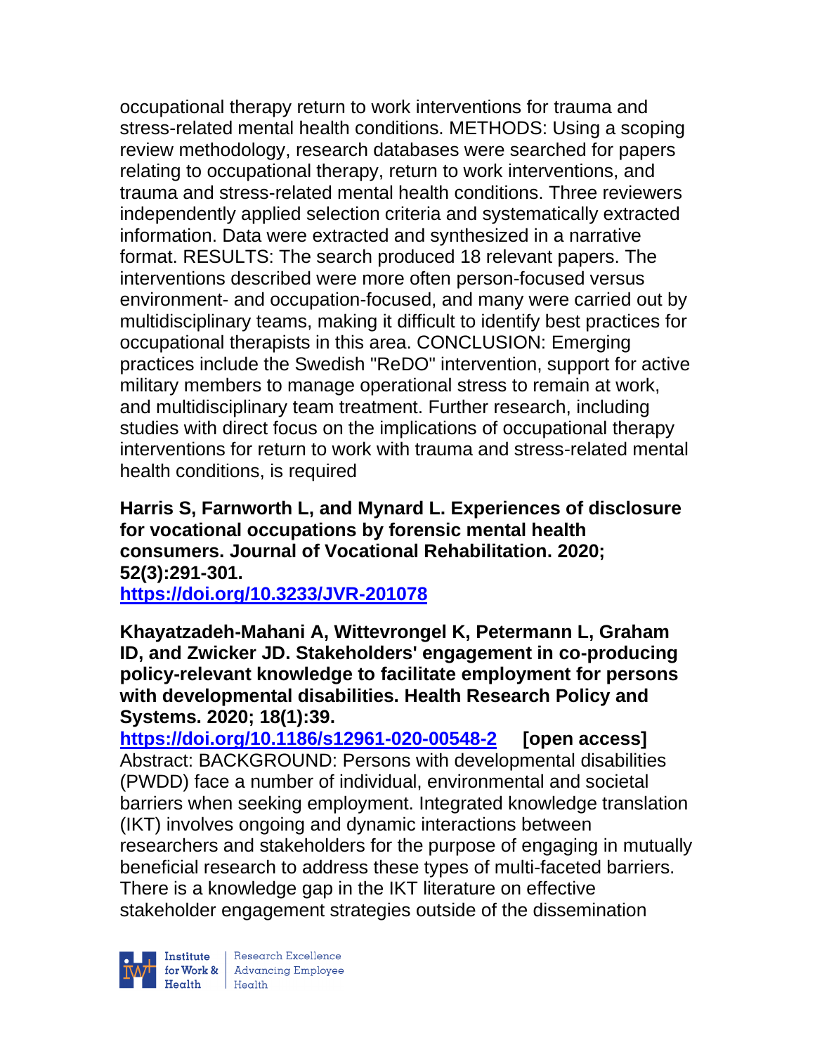occupational therapy return to work interventions for trauma and stress-related mental health conditions. METHODS: Using a scoping review methodology, research databases were searched for papers relating to occupational therapy, return to work interventions, and trauma and stress-related mental health conditions. Three reviewers independently applied selection criteria and systematically extracted information. Data were extracted and synthesized in a narrative format. RESULTS: The search produced 18 relevant papers. The interventions described were more often person-focused versus environment- and occupation-focused, and many were carried out by multidisciplinary teams, making it difficult to identify best practices for occupational therapists in this area. CONCLUSION: Emerging practices include the Swedish "ReDO" intervention, support for active military members to manage operational stress to remain at work, and multidisciplinary team treatment. Further research, including studies with direct focus on the implications of occupational therapy interventions for return to work with trauma and stress-related mental health conditions, is required

**Harris S, Farnworth L, and Mynard L. Experiences of disclosure for vocational occupations by forensic mental health consumers. Journal of Vocational Rehabilitation. 2020; 52(3):291-301.**
**https://doi.org/10.3233/JVR-201078**

**Khayatzadeh-Mahani A, Wittevrongel K, Petermann L, Graham ID, and Zwicker JD. Stakeholders' engagement in co-producing policy-relevant knowledge to facilitate employment for persons with developmental disabilities. Health Research Policy and Systems. 2020; 18(1):39.**
**https://doi.org/10.1186/s12961-020-00548-2** **[open access]**
Abstract: BACKGROUND: Persons with developmental disabilities (PWDD) face a number of individual, environmental and societal barriers when seeking employment. Integrated knowledge translation (IKT) involves ongoing and dynamic interactions between researchers and stakeholders for the purpose of engaging in mutually beneficial research to address these types of multi-faceted barriers. There is a knowledge gap in the IKT literature on effective stakeholder engagement strategies outside of the dissemination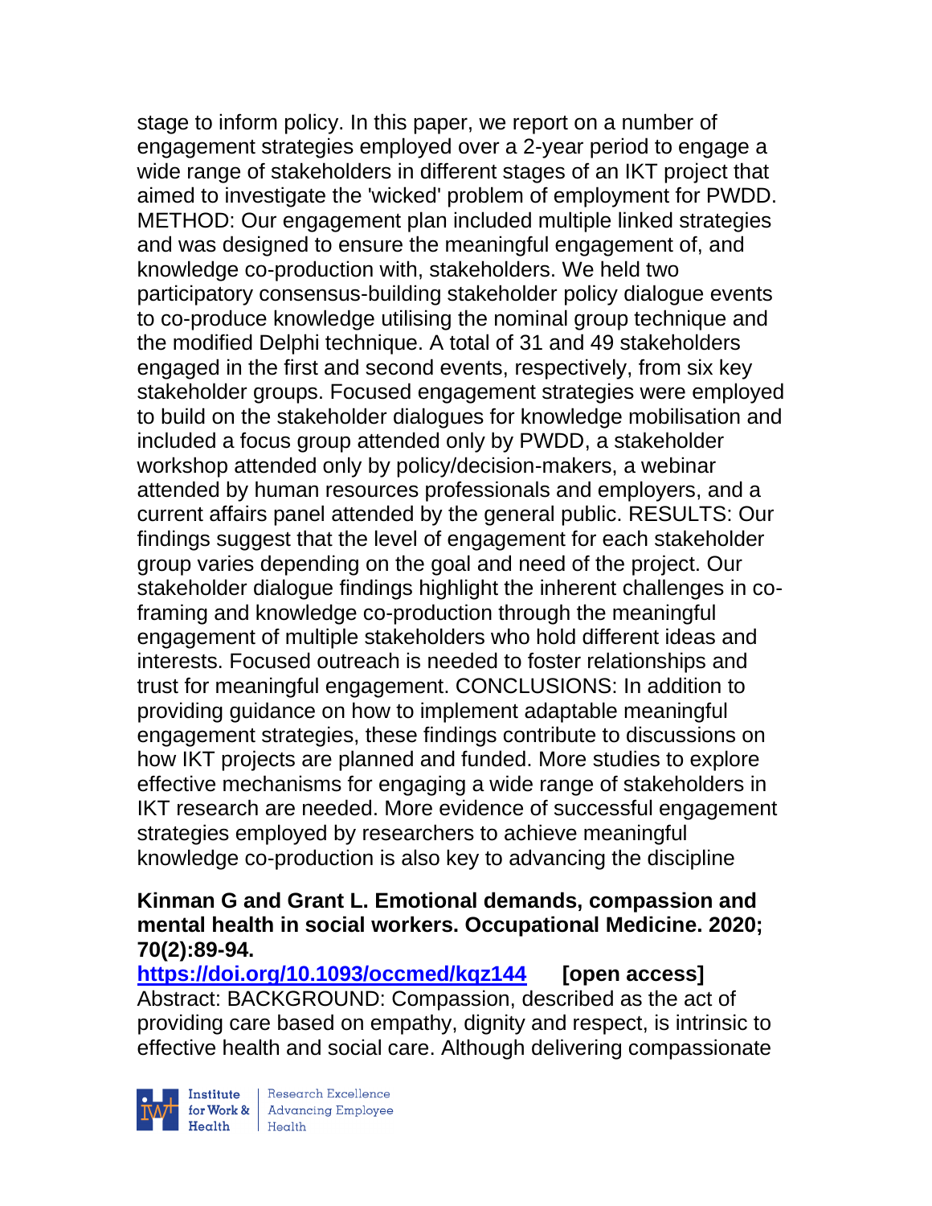stage to inform policy. In this paper, we report on a number of engagement strategies employed over a 2-year period to engage a wide range of stakeholders in different stages of an IKT project that aimed to investigate the 'wicked' problem of employment for PWDD. METHOD: Our engagement plan included multiple linked strategies and was designed to ensure the meaningful engagement of, and knowledge co-production with, stakeholders. We held two participatory consensus-building stakeholder policy dialogue events to co-produce knowledge utilising the nominal group technique and the modified Delphi technique. A total of 31 and 49 stakeholders engaged in the first and second events, respectively, from six key stakeholder groups. Focused engagement strategies were employed to build on the stakeholder dialogues for knowledge mobilisation and included a focus group attended only by PWDD, a stakeholder workshop attended only by policy/decision-makers, a webinar attended by human resources professionals and employers, and a current affairs panel attended by the general public. RESULTS: Our findings suggest that the level of engagement for each stakeholder group varies depending on the goal and need of the project. Our stakeholder dialogue findings highlight the inherent challenges in co-framing and knowledge co-production through the meaningful engagement of multiple stakeholders who hold different ideas and interests. Focused outreach is needed to foster relationships and trust for meaningful engagement. CONCLUSIONS: In addition to providing guidance on how to implement adaptable meaningful engagement strategies, these findings contribute to discussions on how IKT projects are planned and funded. More studies to explore effective mechanisms for engaging a wide range of stakeholders in IKT research are needed. More evidence of successful engagement strategies employed by researchers to achieve meaningful knowledge co-production is also key to advancing the discipline

**Kinman G and Grant L. Emotional demands, compassion and mental health in social workers. Occupational Medicine. 2020; 70(2):89-94.**

**https://doi.org/10.1093/occmed/kqz144 [open access]**

Abstract: BACKGROUND: Compassion, described as the act of providing care based on empathy, dignity and respect, is intrinsic to effective health and social care. Although delivering compassionate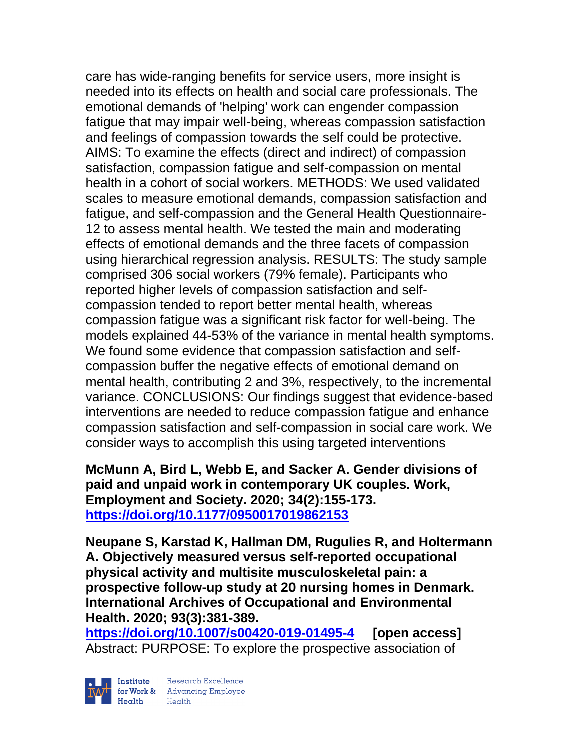care has wide-ranging benefits for service users, more insight is needed into its effects on health and social care professionals. The emotional demands of 'helping' work can engender compassion fatigue that may impair well-being, whereas compassion satisfaction and feelings of compassion towards the self could be protective. AIMS: To examine the effects (direct and indirect) of compassion satisfaction, compassion fatigue and self-compassion on mental health in a cohort of social workers. METHODS: We used validated scales to measure emotional demands, compassion satisfaction and fatigue, and self-compassion and the General Health Questionnaire-12 to assess mental health. We tested the main and moderating effects of emotional demands and the three facets of compassion using hierarchical regression analysis. RESULTS: The study sample comprised 306 social workers (79% female). Participants who reported higher levels of compassion satisfaction and self-compassion tended to report better mental health, whereas compassion fatigue was a significant risk factor for well-being. The models explained 44-53% of the variance in mental health symptoms. We found some evidence that compassion satisfaction and self-compassion buffer the negative effects of emotional demand on mental health, contributing 2 and 3%, respectively, to the incremental variance. CONCLUSIONS: Our findings suggest that evidence-based interventions are needed to reduce compassion fatigue and enhance compassion satisfaction and self-compassion in social care work. We consider ways to accomplish this using targeted interventions

**McMunn A, Bird L, Webb E, and Sacker A. Gender divisions of paid and unpaid work in contemporary UK couples. Work, Employment and Society. 2020; 34(2):155-173. https://doi.org/10.1177/0950017019862153**

**Neupane S, Karstad K, Hallman DM, Rugulies R, and Holtermann A. Objectively measured versus self-reported occupational physical activity and multisite musculoskeletal pain: a prospective follow-up study at 20 nursing homes in Denmark. International Archives of Occupational and Environmental Health. 2020; 93(3):381-389. https://doi.org/10.1007/s00420-019-01495-4 [open access]**
Abstract: PURPOSE: To explore the prospective association of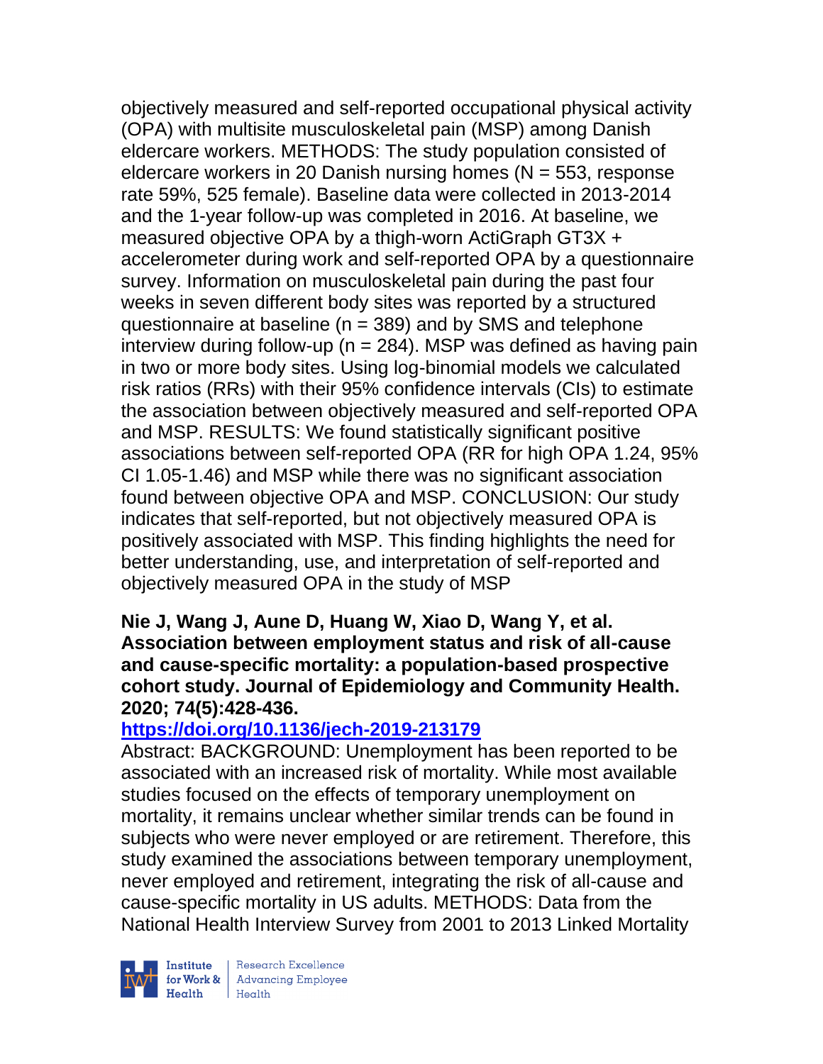objectively measured and self-reported occupational physical activity (OPA) with multisite musculoskeletal pain (MSP) among Danish eldercare workers. METHODS: The study population consisted of eldercare workers in 20 Danish nursing homes (N = 553, response rate 59%, 525 female). Baseline data were collected in 2013-2014 and the 1-year follow-up was completed in 2016. At baseline, we measured objective OPA by a thigh-worn ActiGraph GT3X + accelerometer during work and self-reported OPA by a questionnaire survey. Information on musculoskeletal pain during the past four weeks in seven different body sites was reported by a structured questionnaire at baseline (n = 389) and by SMS and telephone interview during follow-up (n = 284). MSP was defined as having pain in two or more body sites. Using log-binomial models we calculated risk ratios (RRs) with their 95% confidence intervals (CIs) to estimate the association between objectively measured and self-reported OPA and MSP. RESULTS: We found statistically significant positive associations between self-reported OPA (RR for high OPA 1.24, 95% CI 1.05-1.46) and MSP while there was no significant association found between objective OPA and MSP. CONCLUSION: Our study indicates that self-reported, but not objectively measured OPA is positively associated with MSP. This finding highlights the need for better understanding, use, and interpretation of self-reported and objectively measured OPA in the study of MSP

**Nie J, Wang J, Aune D, Huang W, Xiao D, Wang Y, et al. Association between employment status and risk of all-cause and cause-specific mortality: a population-based prospective cohort study. Journal of Epidemiology and Community Health. 2020; 74(5):428-436.**

**https://doi.org/10.1136/jech-2019-213179**

Abstract: BACKGROUND: Unemployment has been reported to be associated with an increased risk of mortality. While most available studies focused on the effects of temporary unemployment on mortality, it remains unclear whether similar trends can be found in subjects who were never employed or are retirement. Therefore, this study examined the associations between temporary unemployment, never employed and retirement, integrating the risk of all-cause and cause-specific mortality in US adults. METHODS: Data from the National Health Interview Survey from 2001 to 2013 Linked Mortality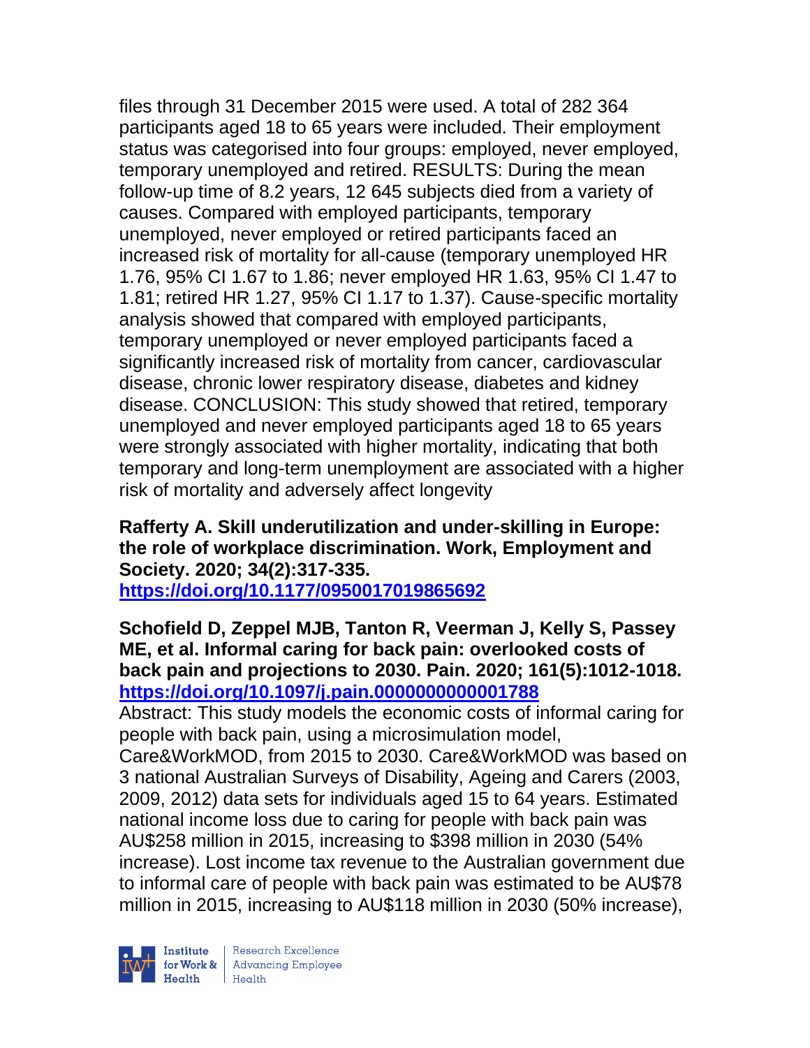files through 31 December 2015 were used. A total of 282 364 participants aged 18 to 65 years were included. Their employment status was categorised into four groups: employed, never employed, temporary unemployed and retired. RESULTS: During the mean follow-up time of 8.2 years, 12 645 subjects died from a variety of causes. Compared with employed participants, temporary unemployed, never employed or retired participants faced an increased risk of mortality for all-cause (temporary unemployed HR 1.76, 95% CI 1.67 to 1.86; never employed HR 1.63, 95% CI 1.47 to 1.81; retired HR 1.27, 95% CI 1.17 to 1.37). Cause-specific mortality analysis showed that compared with employed participants, temporary unemployed or never employed participants faced a significantly increased risk of mortality from cancer, cardiovascular disease, chronic lower respiratory disease, diabetes and kidney disease. CONCLUSION: This study showed that retired, temporary unemployed and never employed participants aged 18 to 65 years were strongly associated with higher mortality, indicating that both temporary and long-term unemployment are associated with a higher risk of mortality and adversely affect longevity

**Rafferty A. Skill underutilization and under-skilling in Europe: the role of workplace discrimination. Work, Employment and Society. 2020; 34(2):317-335.**
**https://doi.org/10.1177/0950017019865692**

**Schofield D, Zeppel MJB, Tanton R, Veerman J, Kelly S, Passey ME, et al. Informal caring for back pain: overlooked costs of back pain and projections to 2030. Pain. 2020; 161(5):1012-1018.**
**https://doi.org/10.1097/j.pain.0000000000001788**

Abstract: This study models the economic costs of informal caring for people with back pain, using a microsimulation model, Care&WorkMOD, from 2015 to 2030. Care&WorkMOD was based on 3 national Australian Surveys of Disability, Ageing and Carers (2003, 2009, 2012) data sets for individuals aged 15 to 64 years. Estimated national income loss due to caring for people with back pain was AU$258 million in 2015, increasing to $398 million in 2030 (54% increase). Lost income tax revenue to the Australian government due to informal care of people with back pain was estimated to be AU$78 million in 2015, increasing to AU$118 million in 2030 (50% increase),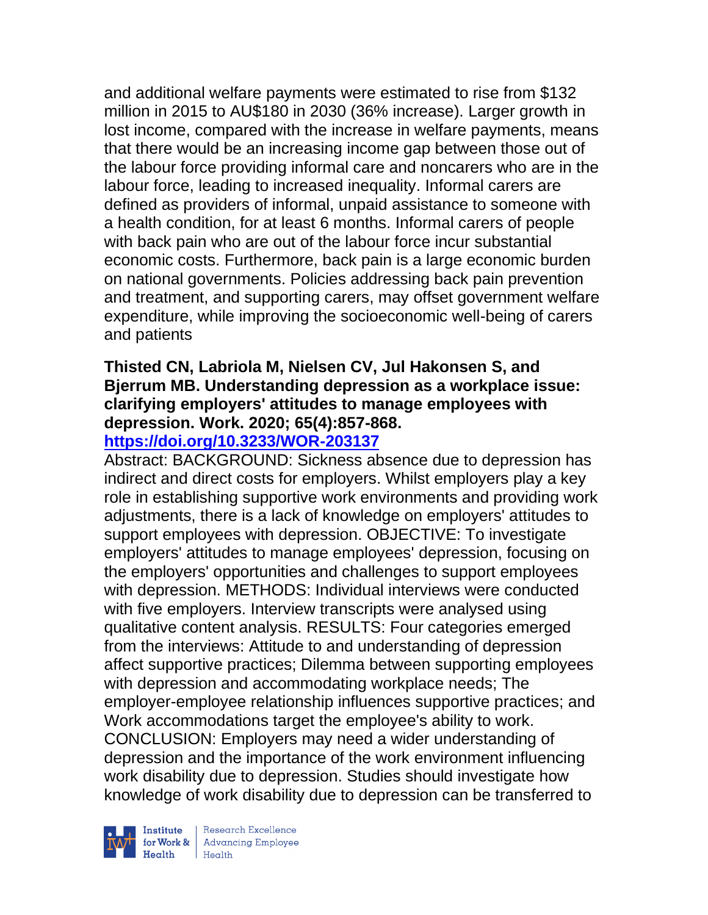and additional welfare payments were estimated to rise from $132 million in 2015 to AU$180 in 2030 (36% increase). Larger growth in lost income, compared with the increase in welfare payments, means that there would be an increasing income gap between those out of the labour force providing informal care and noncarers who are in the labour force, leading to increased inequality. Informal carers are defined as providers of informal, unpaid assistance to someone with a health condition, for at least 6 months. Informal carers of people with back pain who are out of the labour force incur substantial economic costs. Furthermore, back pain is a large economic burden on national governments. Policies addressing back pain prevention and treatment, and supporting carers, may offset government welfare expenditure, while improving the socioeconomic well-being of carers and patients

**Thisted CN, Labriola M, Nielsen CV, Jul Hakonsen S, and Bjerrum MB. Understanding depression as a workplace issue: clarifying employers' attitudes to manage employees with depression. Work. 2020; 65(4):857-868.**
**https://doi.org/10.3233/WOR-203137**

Abstract: BACKGROUND: Sickness absence due to depression has indirect and direct costs for employers. Whilst employers play a key role in establishing supportive work environments and providing work adjustments, there is a lack of knowledge on employers' attitudes to support employees with depression. OBJECTIVE: To investigate employers' attitudes to manage employees' depression, focusing on the employers' opportunities and challenges to support employees with depression. METHODS: Individual interviews were conducted with five employers. Interview transcripts were analysed using qualitative content analysis. RESULTS: Four categories emerged from the interviews: Attitude to and understanding of depression affect supportive practices; Dilemma between supporting employees with depression and accommodating workplace needs; The employer-employee relationship influences supportive practices; and Work accommodations target the employee's ability to work. CONCLUSION: Employers may need a wider understanding of depression and the importance of the work environment influencing work disability due to depression. Studies should investigate how knowledge of work disability due to depression can be transferred to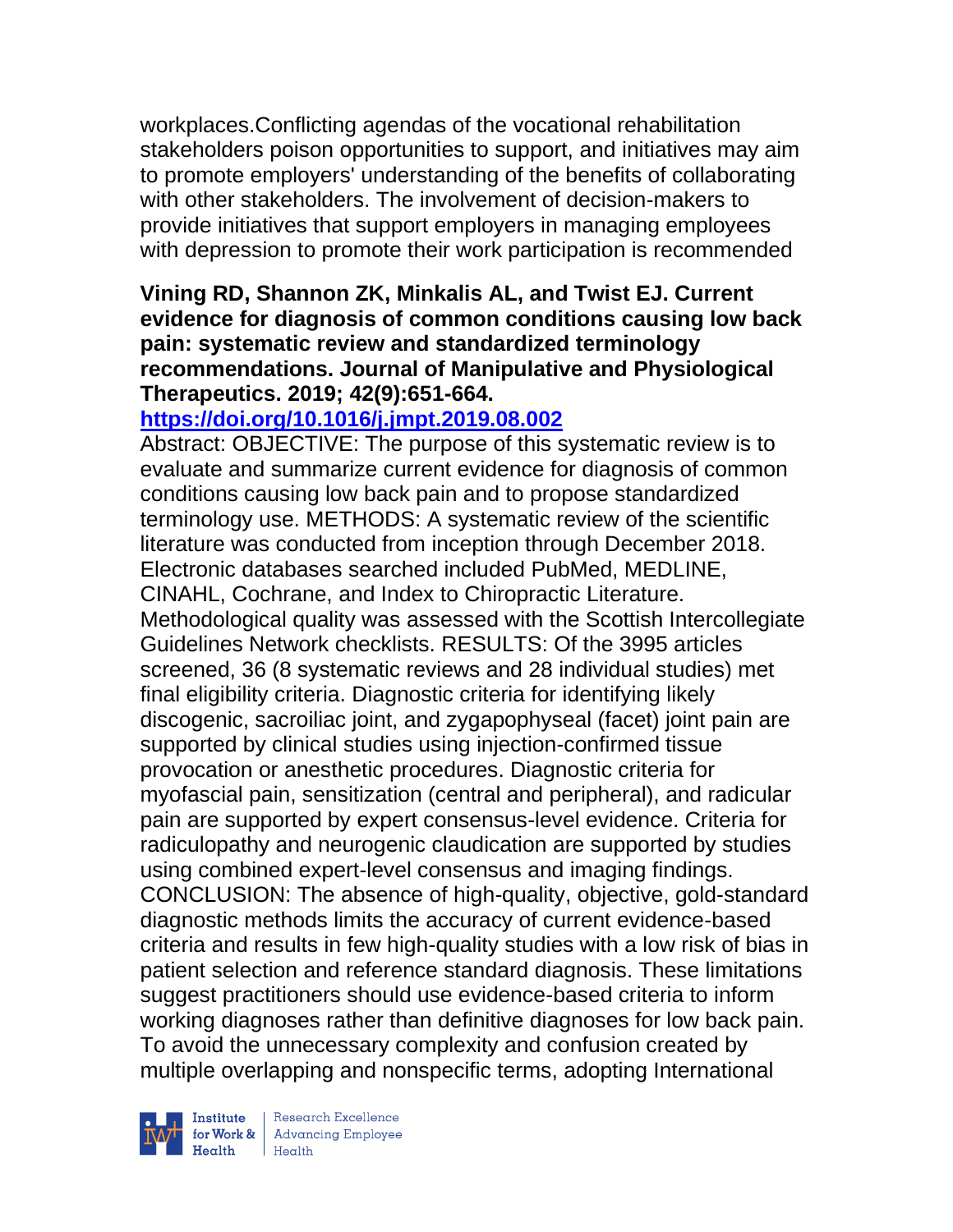workplaces.Conflicting agendas of the vocational rehabilitation stakeholders poison opportunities to support, and initiatives may aim to promote employers' understanding of the benefits of collaborating with other stakeholders. The involvement of decision-makers to provide initiatives that support employers in managing employees with depression to promote their work participation is recommended

**Vining RD, Shannon ZK, Minkalis AL, and Twist EJ. Current evidence for diagnosis of common conditions causing low back pain: systematic review and standardized terminology recommendations. Journal of Manipulative and Physiological Therapeutics. 2019; 42(9):651-664.**
**https://doi.org/10.1016/j.jmpt.2019.08.002**

Abstract: OBJECTIVE: The purpose of this systematic review is to evaluate and summarize current evidence for diagnosis of common conditions causing low back pain and to propose standardized terminology use. METHODS: A systematic review of the scientific literature was conducted from inception through December 2018. Electronic databases searched included PubMed, MEDLINE, CINAHL, Cochrane, and Index to Chiropractic Literature. Methodological quality was assessed with the Scottish Intercollegiate Guidelines Network checklists. RESULTS: Of the 3995 articles screened, 36 (8 systematic reviews and 28 individual studies) met final eligibility criteria. Diagnostic criteria for identifying likely discogenic, sacroiliac joint, and zygapophyseal (facet) joint pain are supported by clinical studies using injection-confirmed tissue provocation or anesthetic procedures. Diagnostic criteria for myofascial pain, sensitization (central and peripheral), and radicular pain are supported by expert consensus-level evidence. Criteria for radiculopathy and neurogenic claudication are supported by studies using combined expert-level consensus and imaging findings. CONCLUSION: The absence of high-quality, objective, gold-standard diagnostic methods limits the accuracy of current evidence-based criteria and results in few high-quality studies with a low risk of bias in patient selection and reference standard diagnosis. These limitations suggest practitioners should use evidence-based criteria to inform working diagnoses rather than definitive diagnoses for low back pain. To avoid the unnecessary complexity and confusion created by multiple overlapping and nonspecific terms, adopting International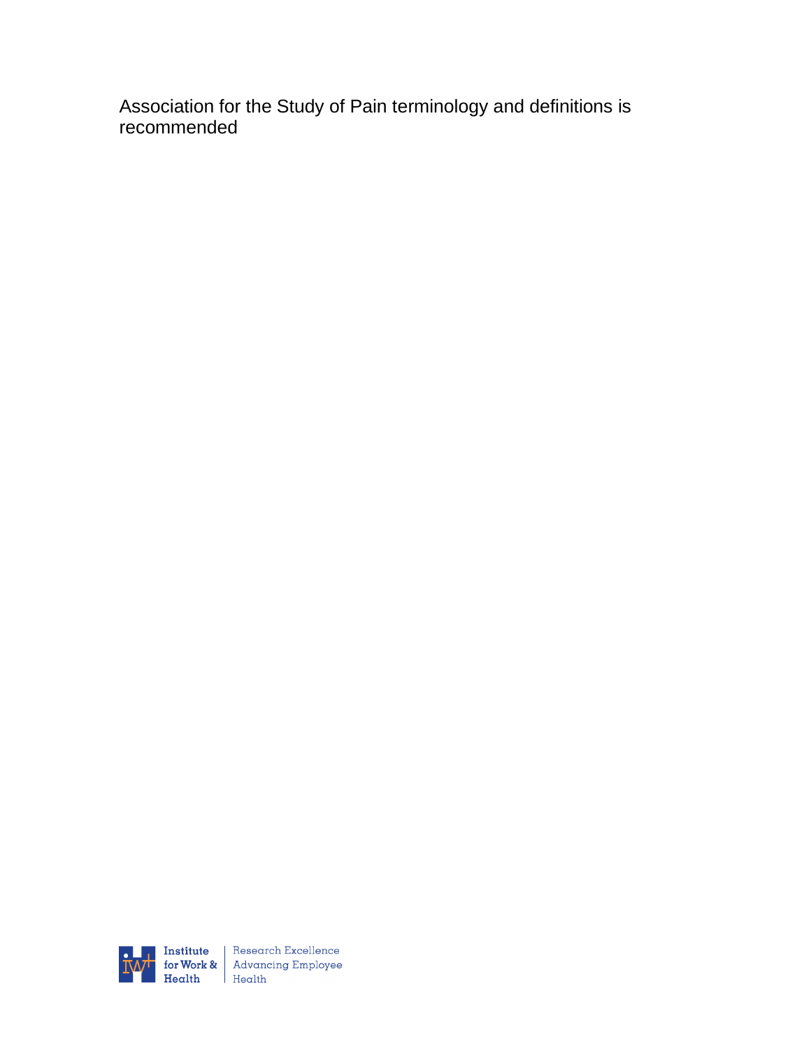Association for the Study of Pain terminology and definitions is recommended